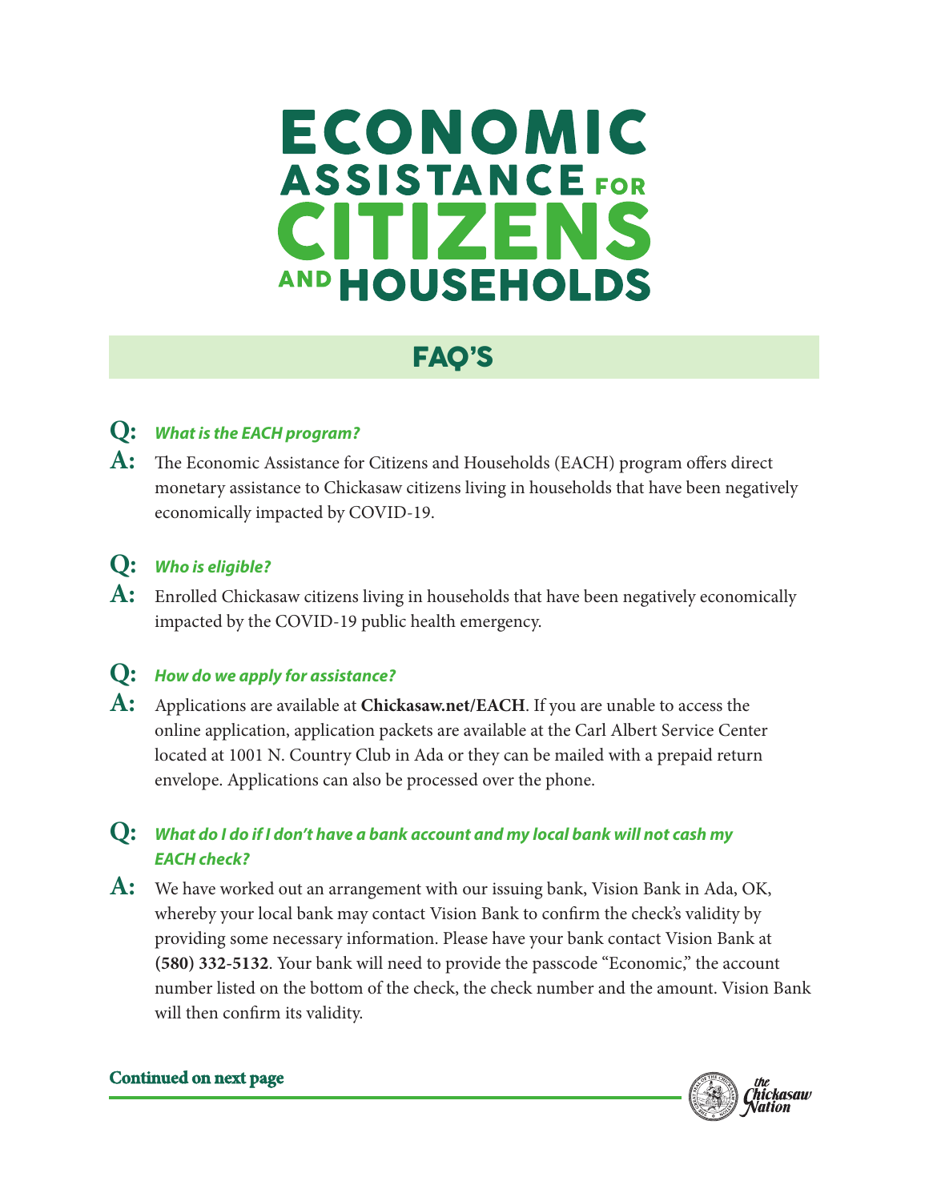# ECONOMIC ASSISTANCE FOR CITIZENS AND HOUSEHOLDS

## FAQ'S

**Q:** ***What is the EACH program?***

**A:** The Economic Assistance for Citizens and Households (EACH) program offers direct monetary assistance to Chickasaw citizens living in households that have been negatively economically impacted by COVID-19.

**Q:** ***Who is eligible?***

**A:** Enrolled Chickasaw citizens living in households that have been negatively economically impacted by the COVID-19 public health emergency.

**Q:** ***How do we apply for assistance?***

**A:** Applications are available at **Chickasaw.net/EACH**. If you are unable to access the online application, application packets are available at the Carl Albert Service Center located at 1001 N. Country Club in Ada or they can be mailed with a prepaid return envelope. Applications can also be processed over the phone.

**Q:** ***What do I do if I don't have a bank account and my local bank will not cash my EACH check?***

**A:** We have worked out an arrangement with our issuing bank, Vision Bank in Ada, OK, whereby your local bank may contact Vision Bank to confirm the check's validity by providing some necessary information. Please have your bank contact Vision Bank at **(580) 332-5132**. Your bank will need to provide the passcode "Economic," the account number listed on the bottom of the check, the check number and the amount. Vision Bank will then confirm its validity.

**Continued on next page**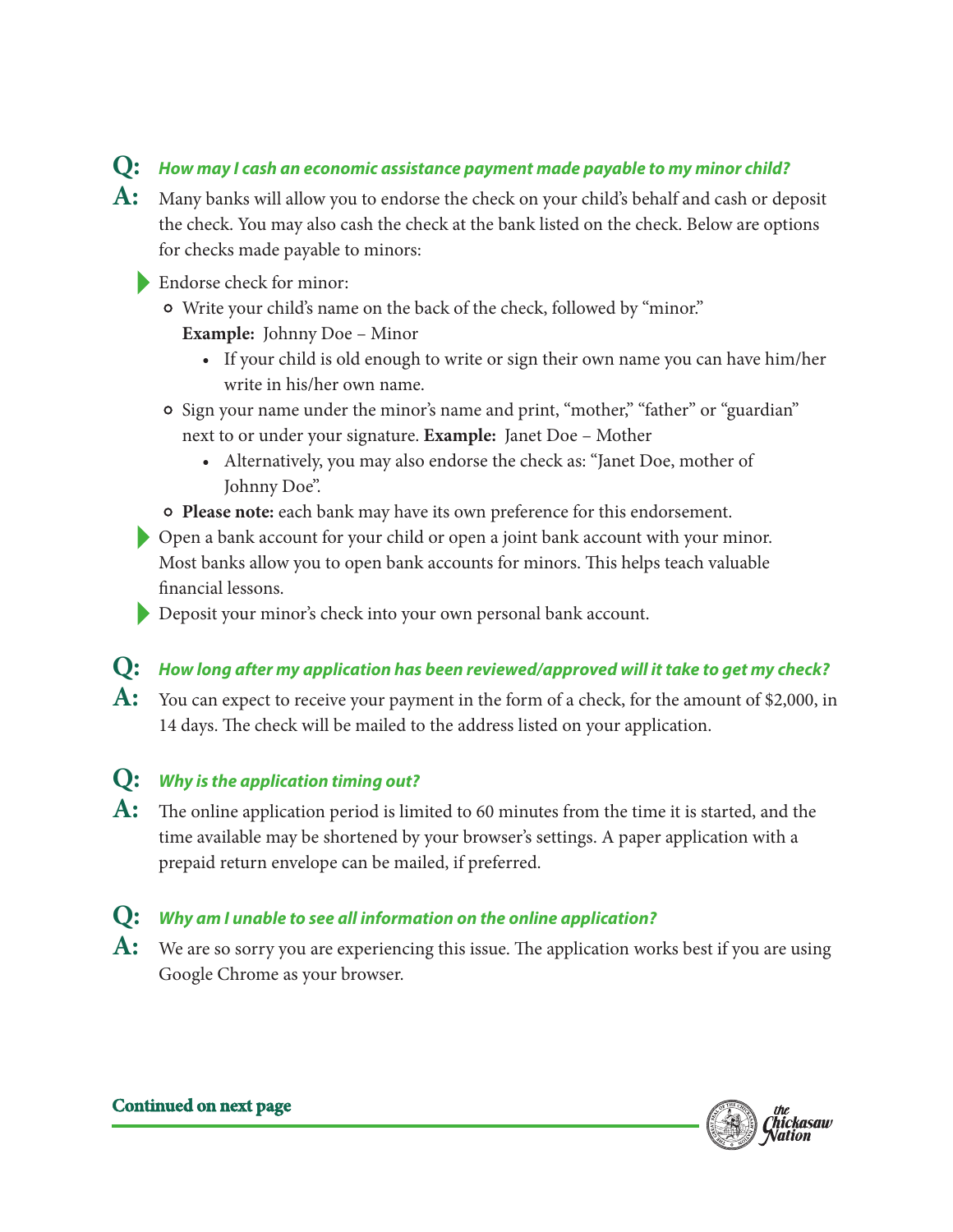**Q:** ***How may I cash an economic assistance payment made payable to my minor child?***

**A:** Many banks will allow you to endorse the check on your child's behalf and cash or deposit the check. You may also cash the check at the bank listed on the check. Below are options for checks made payable to minors:

- Endorse check for minor:
  - Write your child's name on the back of the check, followed by "minor."
    **Example:** Johnny Doe – Minor
    - If your child is old enough to write or sign their own name you can have him/her write in his/her own name.
  - Sign your name under the minor's name and print, "mother," "father" or "guardian" next to or under your signature. **Example:** Janet Doe – Mother
    - Alternatively, you may also endorse the check as: "Janet Doe, mother of Johnny Doe".
  - **Please note:** each bank may have its own preference for this endorsement.
- Open a bank account for your child or open a joint bank account with your minor. Most banks allow you to open bank accounts for minors. This helps teach valuable financial lessons.
- Deposit your minor's check into your own personal bank account.

**Q:** ***How long after my application has been reviewed/approved will it take to get my check?***

**A:** You can expect to receive your payment in the form of a check, for the amount of $2,000, in 14 days. The check will be mailed to the address listed on your application.

**Q:** ***Why is the application timing out?***

**A:** The online application period is limited to 60 minutes from the time it is started, and the time available may be shortened by your browser's settings. A paper application with a prepaid return envelope can be mailed, if preferred.

**Q:** ***Why am I unable to see all information on the online application?***

**A:** We are so sorry you are experiencing this issue. The application works best if you are using Google Chrome as your browser.

**Continued on next page**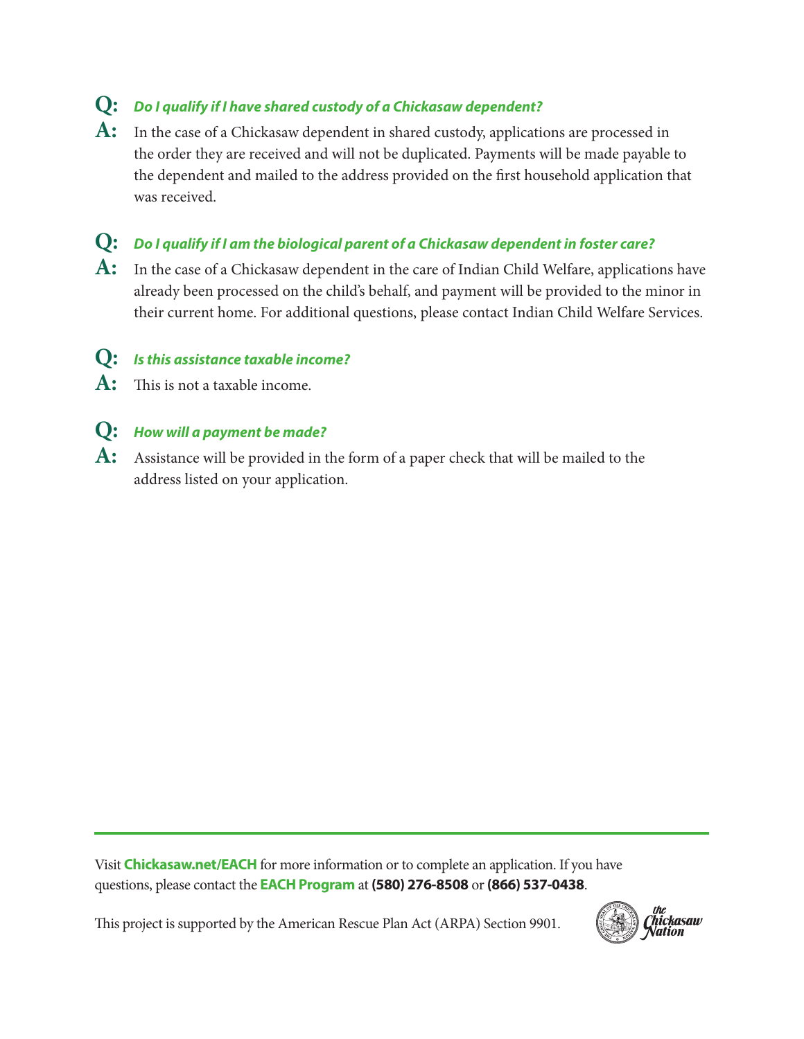**Q:** ***Do I qualify if I have shared custody of a Chickasaw dependent?***

**A:** In the case of a Chickasaw dependent in shared custody, applications are processed in the order they are received and will not be duplicated. Payments will be made payable to the dependent and mailed to the address provided on the first household application that was received.

**Q:** ***Do I qualify if I am the biological parent of a Chickasaw dependent in foster care?***

**A:** In the case of a Chickasaw dependent in the care of Indian Child Welfare, applications have already been processed on the child's behalf, and payment will be provided to the minor in their current home. For additional questions, please contact Indian Child Welfare Services.

**Q:** ***Is this assistance taxable income?***

**A:** This is not a taxable income.

**Q:** ***How will a payment be made?***

**A:** Assistance will be provided in the form of a paper check that will be mailed to the address listed on your application.

---

Visit **Chickasaw.net/EACH** for more information or to complete an application. If you have questions, please contact the **EACH Program** at **(580) 276-8508** or **(866) 537-0438**.

This project is supported by the American Rescue Plan Act (ARPA) Section 9901.

the Chickasaw Nation